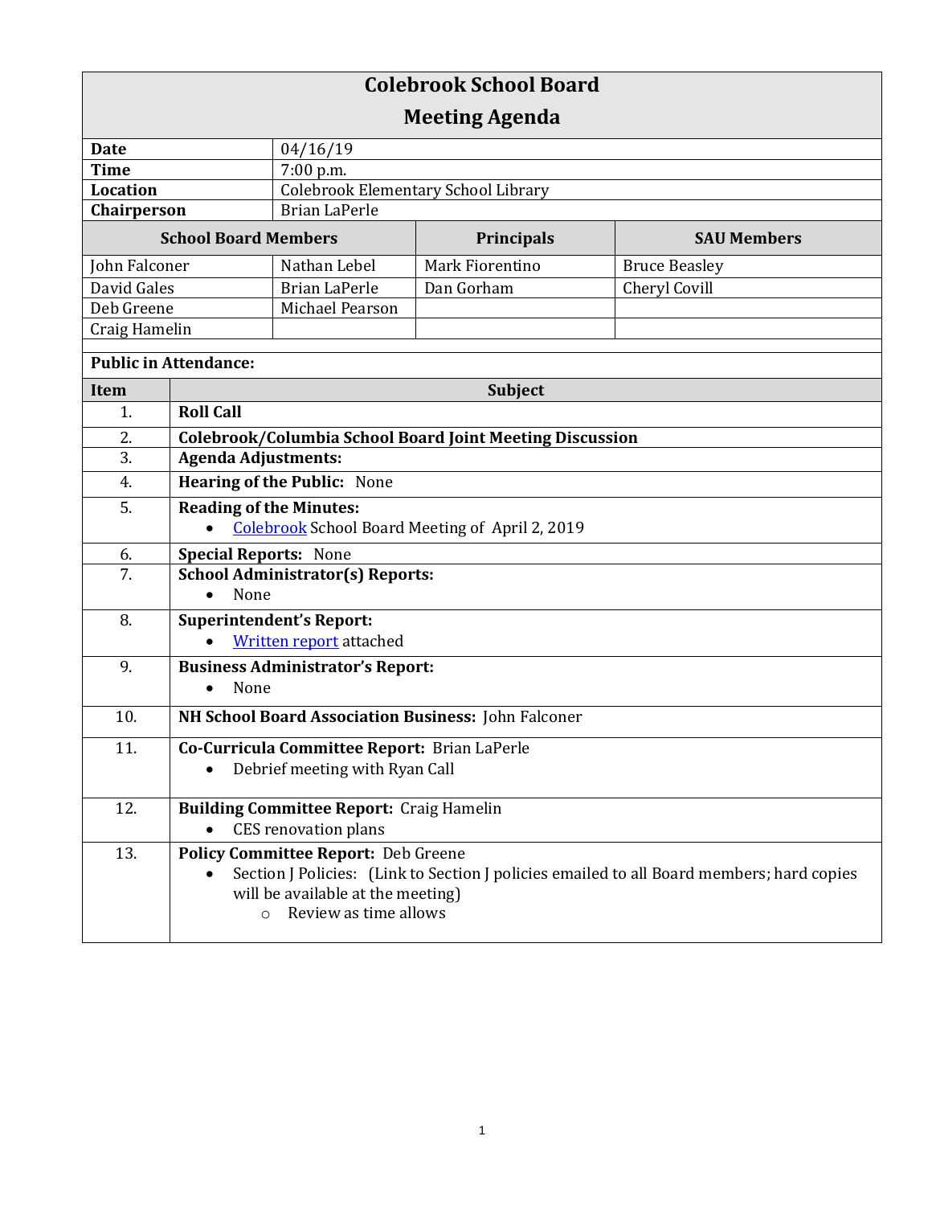# Colebrook School Board

## Meeting Agenda

| | |
|---|---|
| **Date** | 04/16/19 |
| **Time** | 7:00 p.m. |
| **Location** | Colebrook Elementary School Library |
| **Chairperson** | Brian LaPerle |

| **School Board Members** | | **Principals** | **SAU Members** |
|---|---|---|---|
| John Falconer | Nathan Lebel | Mark Fiorentino | Bruce Beasley |
| David Gales | Brian LaPerle | Dan Gorham | Cheryl Covill |
| Deb Greene | Michael Pearson | | |
| Craig Hamelin | | | |

**Public in Attendance:**

| **Item** | **Subject** |
|---|---|
| 1. | **Roll Call** |
| 2. | **Colebrook/Columbia School Board Joint Meeting Discussion** |
| 3. | **Agenda Adjustments:** |
| 4. | **Hearing of the Public:** None |
| 5. | **Reading of the Minutes:**<br>• Colebrook School Board Meeting of April 2, 2019 |
| 6. | **Special Reports:** None |
| 7. | **School Administrator(s) Reports:**<br>• None |
| 8. | **Superintendent's Report:**<br>• Written report attached |
| 9. | **Business Administrator's Report:**<br>• None |
| 10. | **NH School Board Association Business:** John Falconer |
| 11. | **Co-Curricula Committee Report:** Brian LaPerle<br>• Debrief meeting with Ryan Call |
| 12. | **Building Committee Report:** Craig Hamelin<br>• CES renovation plans |
| 13. | **Policy Committee Report:** Deb Greene<br>• Section J Policies: (Link to Section J policies emailed to all Board members; hard copies will be available at the meeting)<br>○ Review as time allows |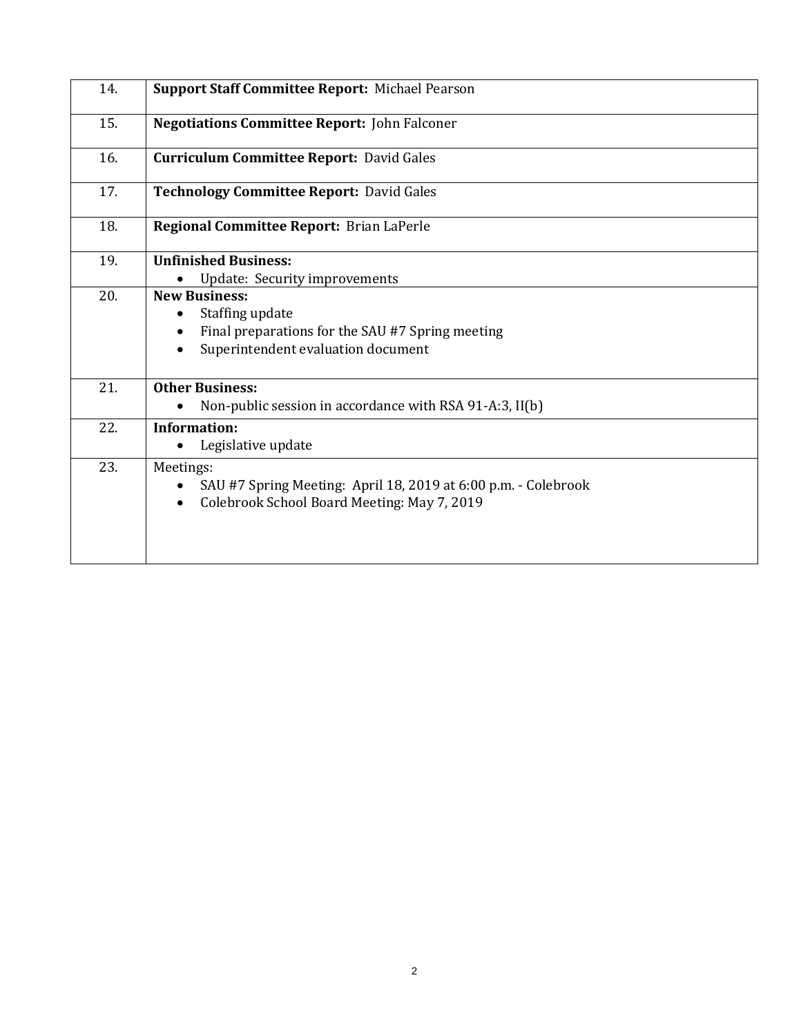| | |
|---|---|
| 14. | **Support Staff Committee Report:** Michael Pearson |
| 15. | **Negotiations Committee Report:** John Falconer |
| 16. | **Curriculum Committee Report:** David Gales |
| 17. | **Technology Committee Report:** David Gales |
| 18. | **Regional Committee Report:** Brian LaPerle |
| 19. | **Unfinished Business:**<br>• Update: Security improvements |
| 20. | **New Business:**<br>• Staffing update<br>• Final preparations for the SAU #7 Spring meeting<br>• Superintendent evaluation document |
| 21. | **Other Business:**<br>• Non-public session in accordance with RSA 91-A:3, II(b) |
| 22. | **Information:**<br>• Legislative update |
| 23. | Meetings:<br>• SAU #7 Spring Meeting: April 18, 2019 at 6:00 p.m. - Colebrook<br>• Colebrook School Board Meeting: May 7, 2019 |